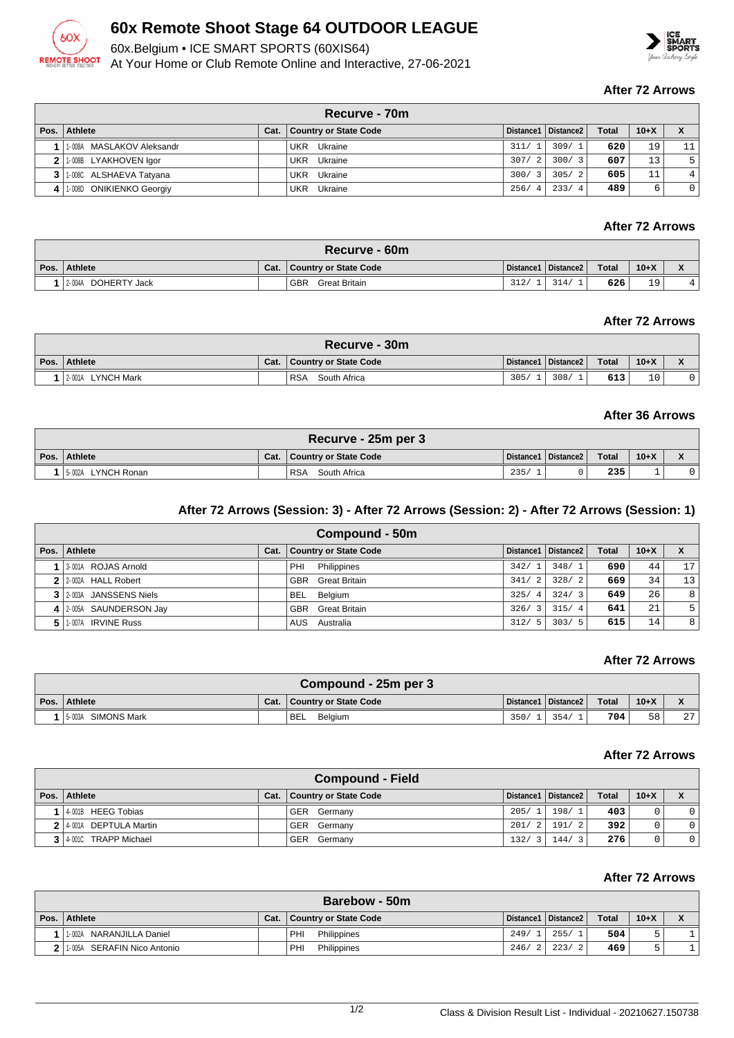# 60x Remote Shoot Stage 64 OUTDOOR LEAGUE

60x.Belgium • ICE SMART SPORTS (60XIS64)
At Your Home or Club Remote Online and Interactive, 27-06-2021

### After 72 Arrows

| Recurve - 70m | | | | | | | | |
|---|---|---|---|---|---|---|---|---|
| Pos. | Athlete | Cat. | Country or State Code | Distance1 | Distance2 | Total | 10+X | X |
| 1 | 1-008A MASLAKOV Aleksandr | | UKR Ukraine | 311/ 1 | 309/ 1 | 620 | 19 | 11 |
| 2 | 1-008B LYAKHOVEN Igor | | UKR Ukraine | 307/ 2 | 300/ 3 | 607 | 13 | 5 |
| 3 | 1-008C ALSHAEVA Tatyana | | UKR Ukraine | 300/ 3 | 305/ 2 | 605 | 11 | 4 |
| 4 | 1-008D ONIKIENKO Georgiy | | UKR Ukraine | 256/ 4 | 233/ 4 | 489 | 6 | 0 |

### After 72 Arrows

| Recurve - 60m | | | | | | | | |
|---|---|---|---|---|---|---|---|---|
| Pos. | Athlete | Cat. | Country or State Code | Distance1 | Distance2 | Total | 10+X | X |
| 1 | 2-004A DOHERTY Jack | | GBR Great Britain | 312/ 1 | 314/ 1 | 626 | 19 | 4 |

### After 72 Arrows

| Recurve - 30m | | | | | | | | |
|---|---|---|---|---|---|---|---|---|
| Pos. | Athlete | Cat. | Country or State Code | Distance1 | Distance2 | Total | 10+X | X |
| 1 | 2-001A LYNCH Mark | | RSA South Africa | 305/ 1 | 308/ 1 | 613 | 10 | 0 |

### After 36 Arrows

| Recurve - 25m per 3 | | | | | | | | |
|---|---|---|---|---|---|---|---|---|
| Pos. | Athlete | Cat. | Country or State Code | Distance1 | Distance2 | Total | 10+X | X |
| 1 | 5-002A LYNCH Ronan | | RSA South Africa | 235/ 1 | 0 | 235 | 1 | 0 |

### After 72 Arrows (Session: 3) - After 72 Arrows (Session: 2) - After 72 Arrows (Session: 1)

| Compound - 50m | | | | | | | | |
|---|---|---|---|---|---|---|---|---|
| Pos. | Athlete | Cat. | Country or State Code | Distance1 | Distance2 | Total | 10+X | X |
| 1 | 3-001A ROJAS Arnold | | PHI Philippines | 342/ 1 | 348/ 1 | 690 | 44 | 17 |
| 2 | 2-002A HALL Robert | | GBR Great Britain | 341/ 2 | 328/ 2 | 669 | 34 | 13 |
| 3 | 2-003A JANSSENS Niels | | BEL Belgium | 325/ 4 | 324/ 3 | 649 | 26 | 8 |
| 4 | 2-005A SAUNDERSON Jay | | GBR Great Britain | 326/ 3 | 315/ 4 | 641 | 21 | 5 |
| 5 | 1-007A IRVINE Russ | | AUS Australia | 312/ 5 | 303/ 5 | 615 | 14 | 8 |

### After 72 Arrows

| Compound - 25m per 3 | | | | | | | | |
|---|---|---|---|---|---|---|---|---|
| Pos. | Athlete | Cat. | Country or State Code | Distance1 | Distance2 | Total | 10+X | X |
| 1 | 5-003A SIMONS Mark | | BEL Belgium | 350/ 1 | 354/ 1 | 704 | 58 | 27 |

### After 72 Arrows

| Compound - Field | | | | | | | | |
|---|---|---|---|---|---|---|---|---|
| Pos. | Athlete | Cat. | Country or State Code | Distance1 | Distance2 | Total | 10+X | X |
| 1 | 4-001B HEEG Tobias | | GER Germany | 205/ 1 | 198/ 1 | 403 | 0 | 0 |
| 2 | 4-001A DEPTULA Martin | | GER Germany | 201/ 2 | 191/ 2 | 392 | 0 | 0 |
| 3 | 4-001C TRAPP Michael | | GER Germany | 132/ 3 | 144/ 3 | 276 | 0 | 0 |

### After 72 Arrows

| Barebow - 50m | | | | | | | | |
|---|---|---|---|---|---|---|---|---|
| Pos. | Athlete | Cat. | Country or State Code | Distance1 | Distance2 | Total | 10+X | X |
| 1 | 1-002A NARANJILLA Daniel | | PHI Philippines | 249/ 1 | 255/ 1 | 504 | 5 | 1 |
| 2 | 1-005A SERAFIN Nico Antonio | | PHI Philippines | 246/ 2 | 223/ 2 | 469 | 5 | 1 |

Class & Division Result List - Individual - 20210627.150738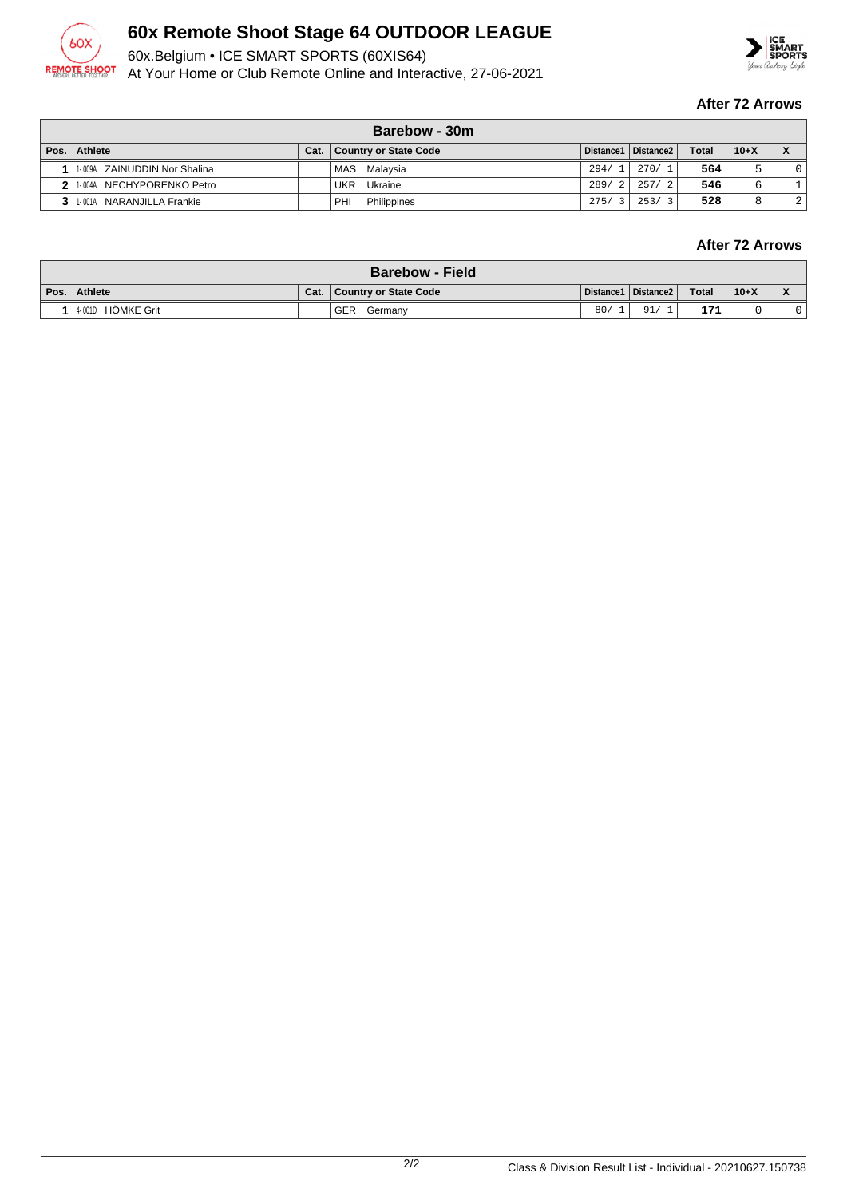# 60x Remote Shoot Stage 64 OUTDOOR LEAGUE

60x.Belgium • ICE SMART SPORTS (60XIS64)

At Your Home or Club Remote Online and Interactive, 27-06-2021

**After 72 Arrows**

| Barebow - 30m | | | | | | | | |
|---|---|---|---|---|---|---|---|---|
| Pos. | Athlete | Cat. | Country or State Code | Distance1 | Distance2 | Total | 10+X | X |
| 1 | 1-009A ZAINUDDIN Nor Shalina | | MAS Malaysia | 294/ 1 | 270/ 1 | 564 | 5 | 0 |
| 2 | 1-004A NECHYPORENKO Petro | | UKR Ukraine | 289/ 2 | 257/ 2 | 546 | 6 | 1 |
| 3 | 1-001A NARANJILLA Frankie | | PHI Philippines | 275/ 3 | 253/ 3 | 528 | 8 | 2 |

**After 72 Arrows**

| Barebow - Field | | | | | | | | |
|---|---|---|---|---|---|---|---|---|
| Pos. | Athlete | Cat. | Country or State Code | Distance1 | Distance2 | Total | 10+X | X |
| 1 | 4-001D HÖMKE Grit | | GER Germany | 80/ 1 | 91/ 1 | 171 | 0 | 0 |

Class & Division Result List - Individual - 20210627.150738